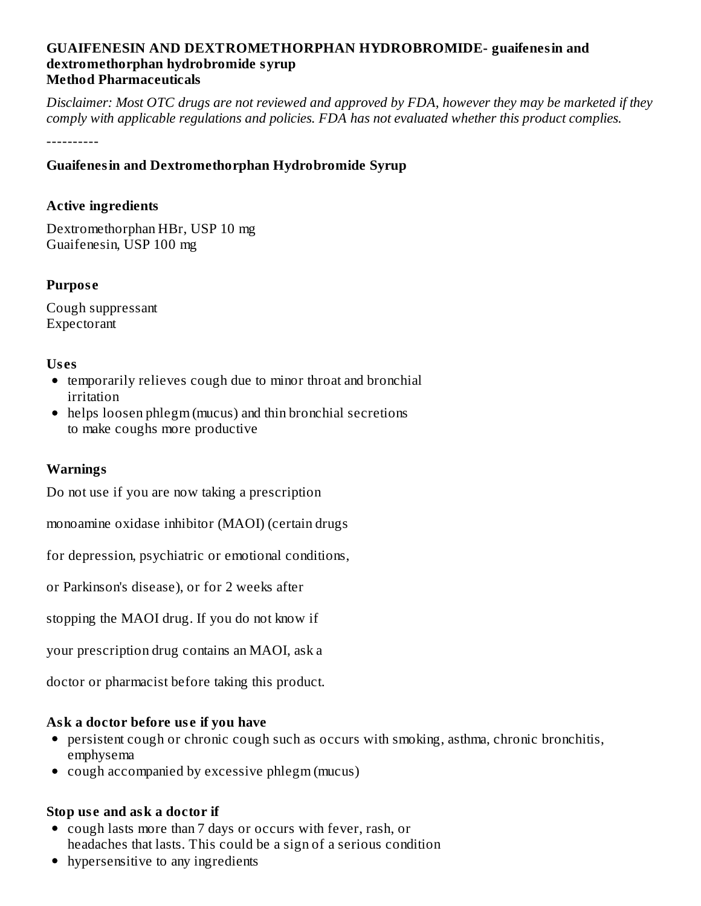**GUAIFENESIN AND DEXTROMETHORPHAN HYDROBROMIDE- guaifenesin and dextromethorphan hydrobromide syrup**
**Method Pharmaceuticals**

*Disclaimer: Most OTC drugs are not reviewed and approved by FDA, however they may be marketed if they comply with applicable regulations and policies. FDA has not evaluated whether this product complies.*

----------

**Guaifenesin and Dextromethorphan Hydrobromide Syrup**

**Active ingredients**

Dextromethorphan HBr, USP 10 mg
Guaifenesin, USP 100 mg

**Purpose**

Cough suppressant
Expectorant

**Uses**

- temporarily relieves cough due to minor throat and bronchial irritation
- helps loosen phlegm (mucus) and thin bronchial secretions to make coughs more productive

**Warnings**

Do not use if you are now taking a prescription monoamine oxidase inhibitor (MAOI) (certain drugs for depression, psychiatric or emotional conditions, or Parkinson's disease), or for 2 weeks after stopping the MAOI drug. If you do not know if your prescription drug contains an MAOI, ask a doctor or pharmacist before taking this product.

**Ask a doctor before use if you have**

- persistent cough or chronic cough such as occurs with smoking, asthma, chronic bronchitis, emphysema
- cough accompanied by excessive phlegm (mucus)

**Stop use and ask a doctor if**

- cough lasts more than 7 days or occurs with fever, rash, or headaches that lasts. This could be a sign of a serious condition
- hypersensitive to any ingredients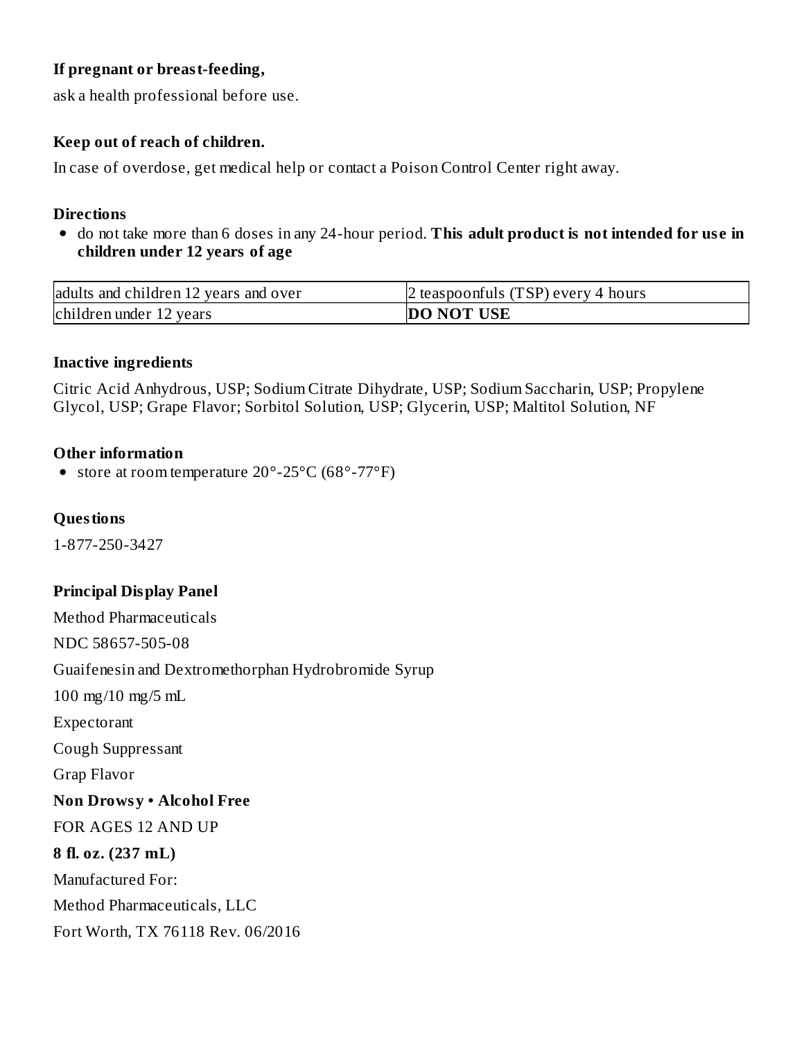**If pregnant or breast-feeding,**

ask a health professional before use.

**Keep out of reach of children.**

In case of overdose, get medical help or contact a Poison Control Center right away.

**Directions**

- do not take more than 6 doses in any 24-hour period. **This adult product is not intended for use in children under 12 years of age**

| adults and children 12 years and over | 2 teaspoonfuls (TSP) every 4 hours |
| --- | --- |
| children under 12 years | **DO NOT USE** |

**Inactive ingredients**

Citric Acid Anhydrous, USP; Sodium Citrate Dihydrate, USP; Sodium Saccharin, USP; Propylene Glycol, USP; Grape Flavor; Sorbitol Solution, USP; Glycerin, USP; Maltitol Solution, NF

**Other information**

- store at room temperature 20°-25°C (68°-77°F)

**Questions**

1-877-250-3427

**Principal Display Panel**

Method Pharmaceuticals

NDC 58657-505-08

Guaifenesin and Dextromethorphan Hydrobromide Syrup

100 mg/10 mg/5 mL

Expectorant

Cough Suppressant

Grap Flavor

**Non Drowsy • Alcohol Free**

FOR AGES 12 AND UP

**8 fl. oz. (237 mL)**

Manufactured For:

Method Pharmaceuticals, LLC

Fort Worth, TX 76118 Rev. 06/2016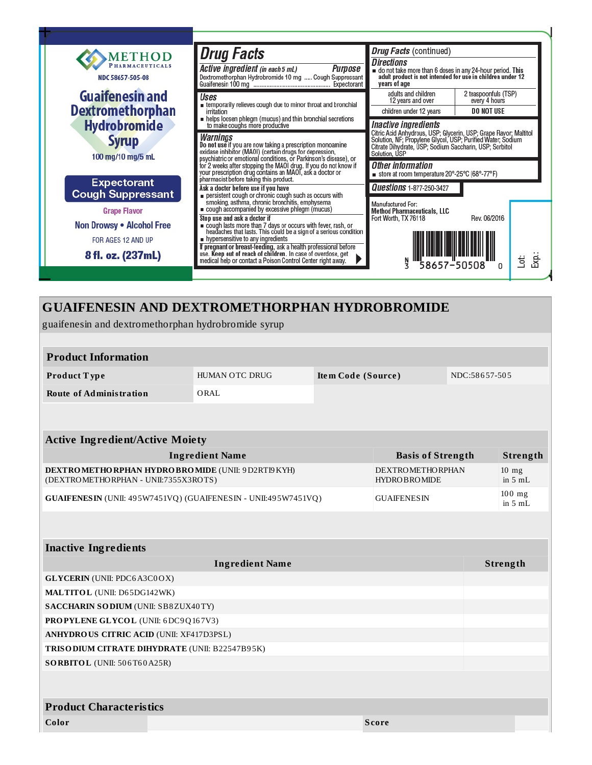METHOD PHARMACEUTICALS

NDC 58657-505-08

**Guaifenesin and Dextromethorphan Hydrobromide Syrup**

100 mg/10 mg/5 mL

**Expectorant Cough Suppressant**

Grape Flavor

Non Drowsy • Alcohol Free

FOR AGES 12 AND UP

**8 fl. oz. (237mL)**

## Drug Facts

**Active ingredient** *(in each 5 mL)* — **Purpose**

Dextromethorphan Hydrobromide 10 mg ..... Cough Suppressant

Guaifenesin 100 mg .............................................. Expectorant

**Uses**

- temporarily relieves cough due to minor throat and bronchial irritation
- helps loosen phlegm (mucus) and thin bronchial secretions to make coughs more productive

**Warnings**

**Do not use** if you are now taking a prescription monoamine oxidase inhibitor (MAOI) (certain drugs for depression, psychiatric or emotional conditions, or Parkinson's disease), or for 2 weeks after stopping the MAOI drug. If you do not know if your prescription drug contains an MAOI, ask a doctor or pharmacist before taking this product.

**Ask a doctor before use if you have**

- persistent cough or chronic cough such as occurs with smoking, asthma, chronic bronchitis, emphysema
- cough accompanied by excessive phlegm (mucus)

**Stop use and ask a doctor if**

- cough lasts more than 7 days or occurs with fever, rash, or headaches that lasts. This could be a sign of a serious condition
- hypersensitive to any ingredients

**If pregnant or breast-feeding**, ask a health professional before use. **Keep out of reach of children**. In case of overdose, get medical help or contact a Poison Control Center right away.

**Drug Facts** (continued)

**Directions**

- do not take more than 6 doses in any 24-hour period. **This adult product is not intended for use in children under 12 years of age**

| | |
|---|---|
| adults and children 12 years and over | 2 teaspoonfuls (TSP) every 4 hours |
| children under 12 years | DO NOT USE |

**Inactive ingredients**

Citric Acid Anhydrous, USP; Glycerin, USP; Grape Flavor; Maltitol Solution, NF; Propylene Glycol, USP; Purified Water; Sodium Citrate Dihydrate, USP; Sodium Saccharin, USP; Sorbitol Solution, USP

**Other information**

- store at room temperature 20°-25°C (68°-77°F)

**Questions** 1-877-250-3427

Manufactured For:
**Method Pharmaceuticals, LLC**
Fort Worth, TX 76118

Rev. 06/2016

N 3 58657-50508 0

Lot:
Exp.:

# GUAIFENESIN AND DEXTROMETHORPHAN HYDROBROMIDE

guaifenesin and dextromethorphan hydrobromide syrup

| **Product Information** | | | |
|---|---|---|---|
| **Product Type** | HUMAN OTC DRUG | **Item Code (Source)** | NDC:58657-505 |
| **Route of Administration** | ORAL | | |

| **Active Ingredient/Active Moiety** | | |
|---|---|---|
| **Ingredient Name** | **Basis of Strength** | **Strength** |
| **DEXTROMETHORPHAN HYDROBROMIDE** (UNII: 9D2RTI9KYH) (DEXTROMETHORPHAN - UNII:7355X3ROTS) | DEXTROMETHORPHAN HYDROBROMIDE | 10 mg in 5 mL |
| **GUAIFENESIN** (UNII: 495W7451VQ) (GUAIFENESIN - UNII:495W7451VQ) | GUAIFENESIN | 100 mg in 5 mL |

| **Inactive Ingredients** | |
|---|---|
| **Ingredient Name** | **Strength** |
| **GLYCERIN** (UNII: PDC6A3C0OX) | |
| **MALTITOL** (UNII: D65DG142WK) | |
| **SACCHARIN SODIUM** (UNII: SB8ZUX40TY) | |
| **PROPYLENE GLYCOL** (UNII: 6DC9Q167V3) | |
| **ANHYDROUS CITRIC ACID** (UNII: XF417D3PSL) | |
| **TRISODIUM CITRATE DIHYDRATE** (UNII: B22547B95K) | |
| **SORBITOL** (UNII: 506T60A25R) | |

| **Product Characteristics** | | | |
|---|---|---|---|
| **Color** | | **Score** | |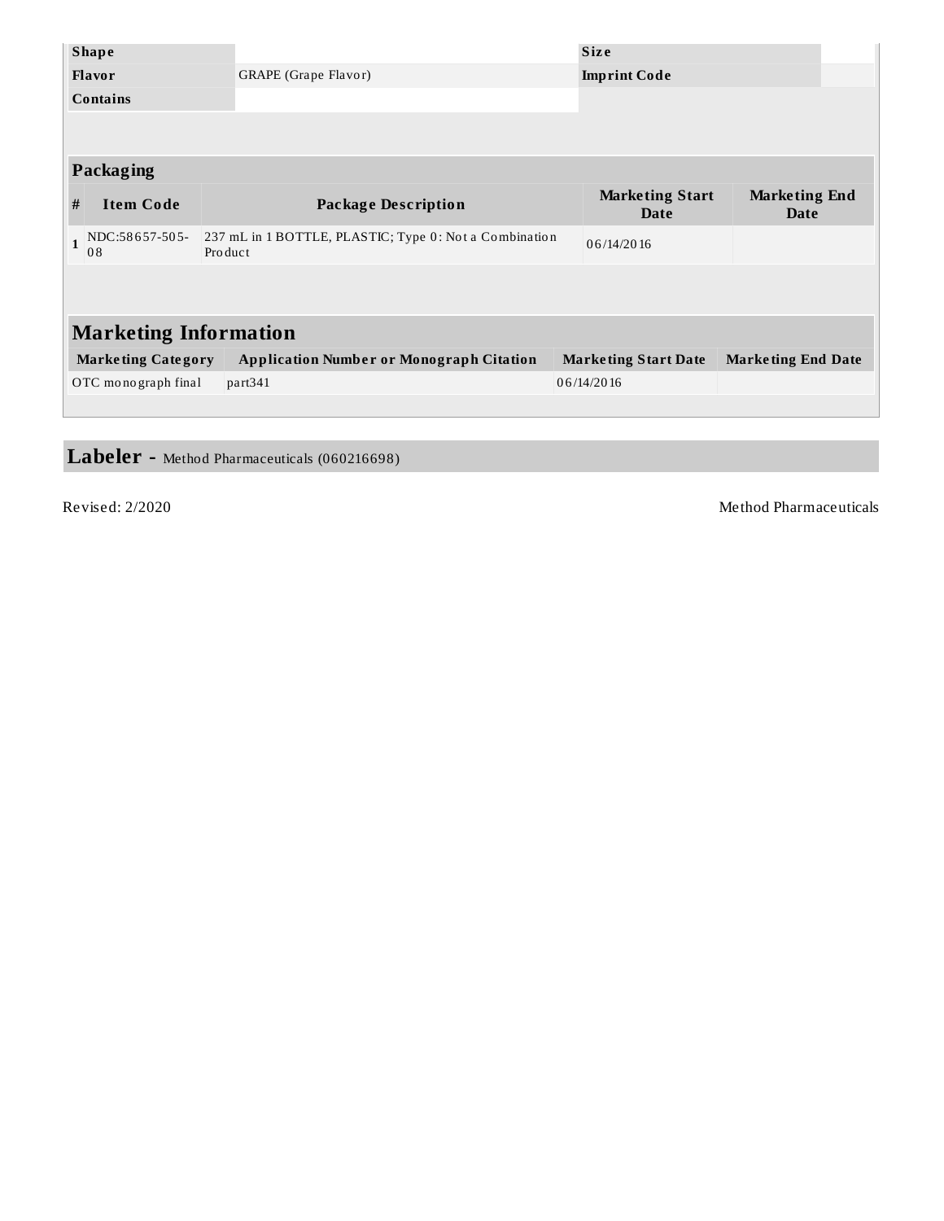| Shape | | Size | |
|---|---|---|---|
| Flavor | GRAPE (Grape Flavor) | Imprint Code | |
| Contains | | | |

### Packaging

| # | Item Code | Package Description | Marketing Start Date | Marketing End Date |
|---|---|---|---|---|
| 1 | NDC:58657-505-08 | 237 mL in 1 BOTTLE, PLASTIC; Type 0: Not a Combination Product | 06/14/2016 | |

### Marketing Information

| Marketing Category | Application Number or Monograph Citation | Marketing Start Date | Marketing End Date |
|---|---|---|---|
| OTC monograph final | part341 | 06/14/2016 | |

## Labeler - Method Pharmaceuticals (060216698)

Revised: 2/2020

Method Pharmaceuticals